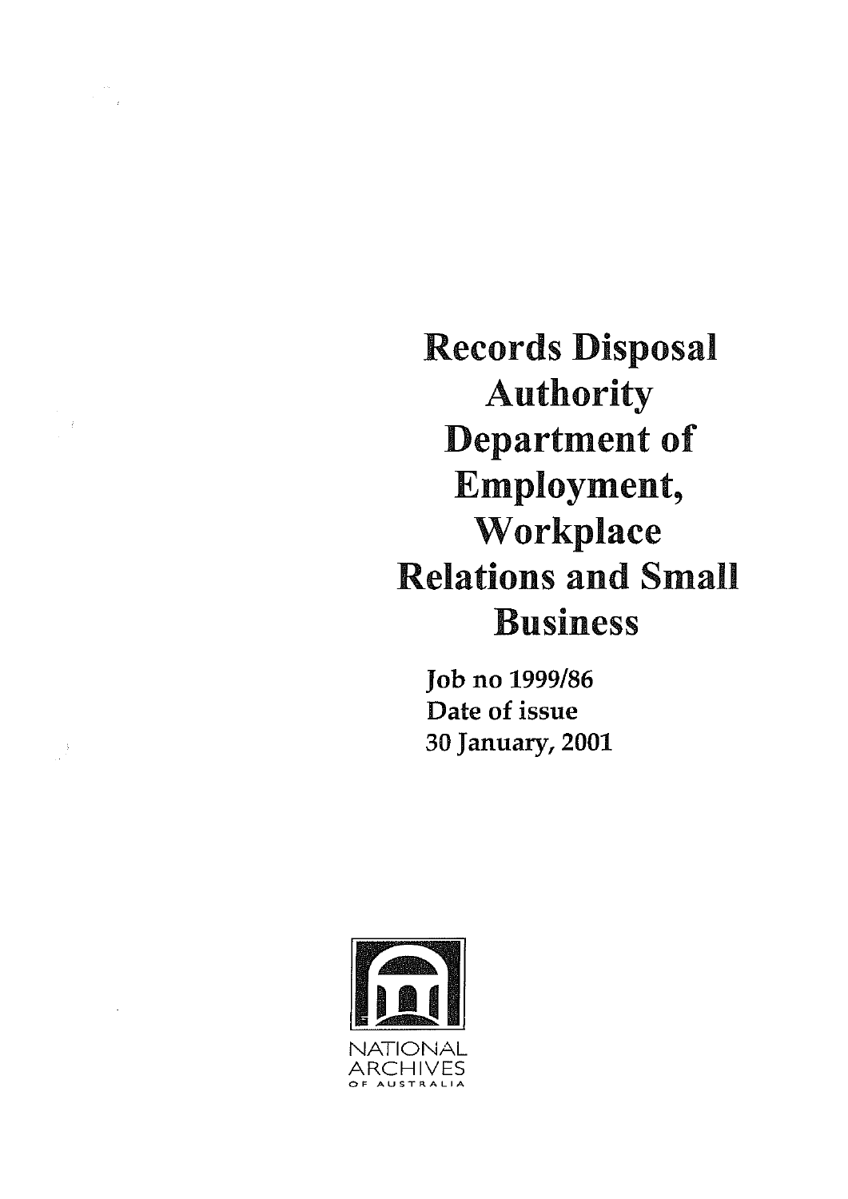# Records Disposal Authority Department of Employment, Workplace Relations and Small Business

Job no 1999/86
Date of issue
30 January, 2001

NATIONAL ARCHIVES OF AUSTRALIA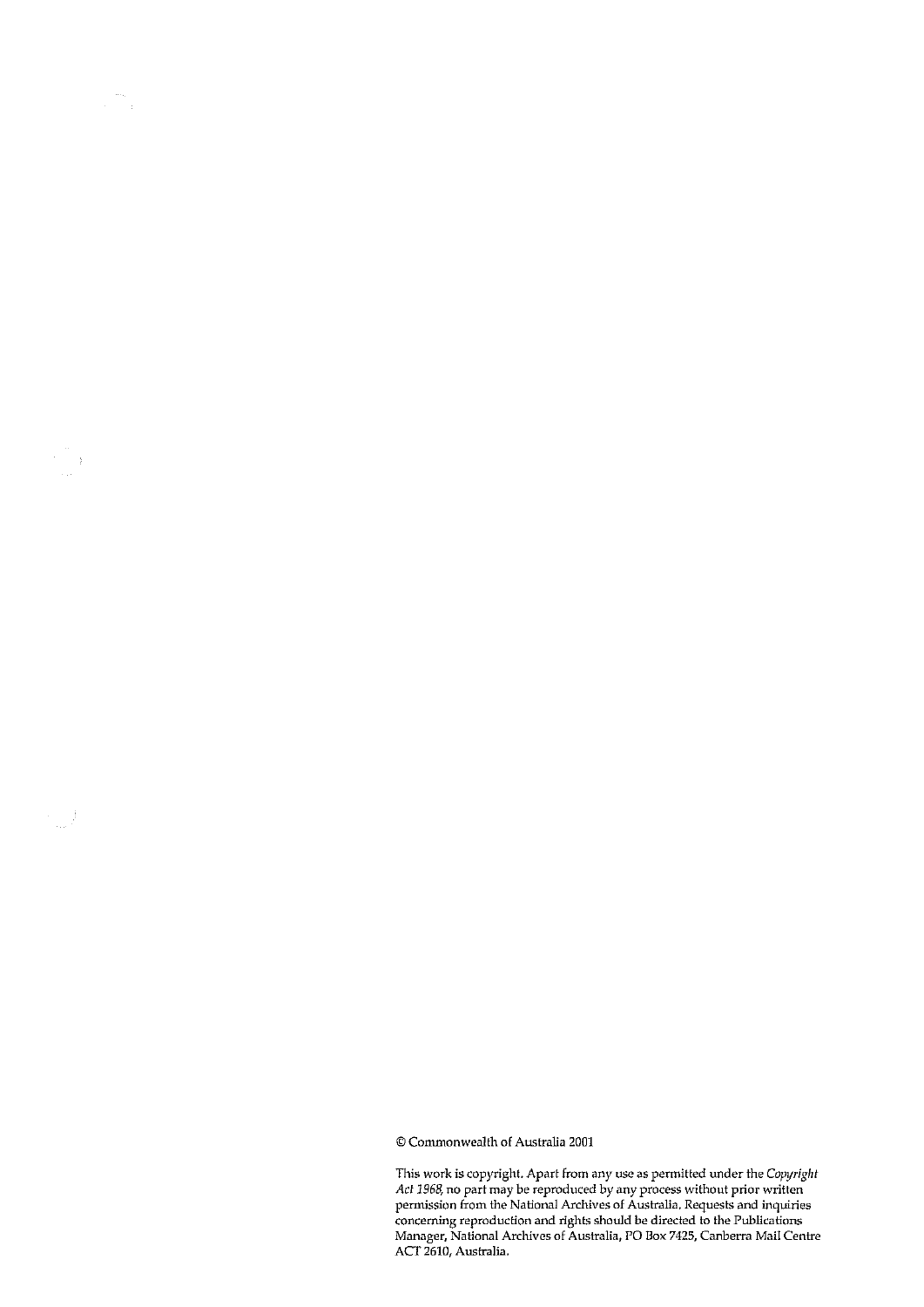© Commonwealth of Australia 2001

This work is copyright. Apart from any use as permitted under the *Copyright Act 1968*, no part may be reproduced by any process without prior written permission from the National Archives of Australia. Requests and inquiries concerning reproduction and rights should be directed to the Publications Manager, National Archives of Australia, PO Box 7425, Canberra Mail Centre ACT 2610, Australia.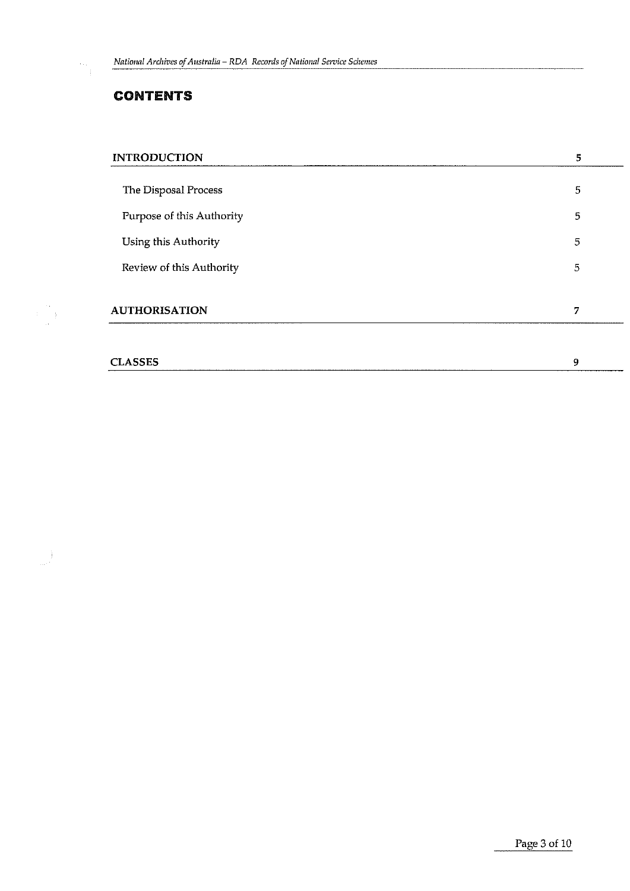# CONTENTS

| | |
|---|---|
| **INTRODUCTION** | **5** |
| The Disposal Process | 5 |
| Purpose of this Authority | 5 |
| Using this Authority | 5 |
| Review of this Authority | 5 |
| **AUTHORISATION** | **7** |
| **CLASSES** | **9** |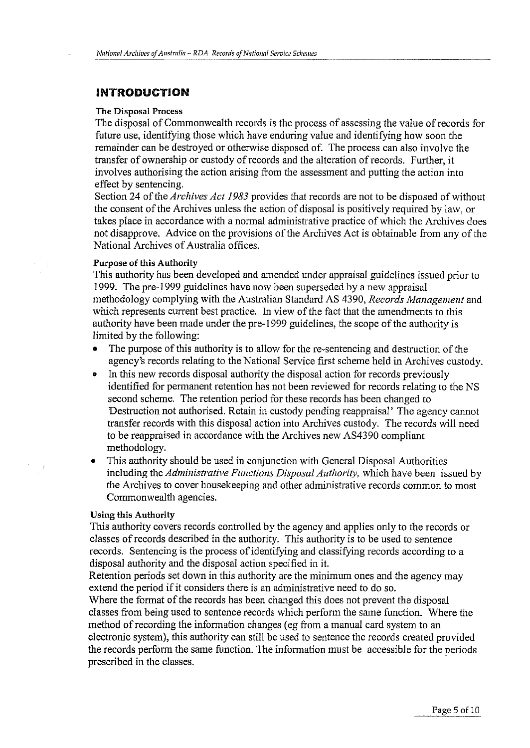# INTRODUCTION

### The Disposal Process

The disposal of Commonwealth records is the process of assessing the value of records for future use, identifying those which have enduring value and identifying how soon the remainder can be destroyed or otherwise disposed of. The process can also involve the transfer of ownership or custody of records and the alteration of records. Further, it involves authorising the action arising from the assessment and putting the action into effect by sentencing.

Section 24 of the *Archives Act 1983* provides that records are not to be disposed of without the consent of the Archives unless the action of disposal is positively required by law, or takes place in accordance with a normal administrative practice of which the Archives does not disapprove. Advice on the provisions of the Archives Act is obtainable from any of the National Archives of Australia offices.

### Purpose of this Authority

This authority has been developed and amended under appraisal guidelines issued prior to 1999. The pre-1999 guidelines have now been superseded by a new appraisal methodology complying with the Australian Standard AS 4390, *Records Management* and which represents current best practice. In view of the fact that the amendments to this authority have been made under the pre-1999 guidelines, the scope of the authority is limited by the following:

- The purpose of this authority is to allow for the re-sentencing and destruction of the agency's records relating to the National Service first scheme held in Archives custody.
- In this new records disposal authority the disposal action for records previously identified for permanent retention has not been reviewed for records relating to the NS second scheme. The retention period for these records has been changed to 'Destruction not authorised. Retain in custody pending reappraisal' The agency cannot transfer records with this disposal action into Archives custody. The records will need to be reappraised in accordance with the Archives new AS4390 compliant methodology.
- This authority should be used in conjunction with General Disposal Authorities including the *Administrative Functions Disposal Authority*, which have been issued by the Archives to cover housekeeping and other administrative records common to most Commonwealth agencies.

### Using this Authority

This authority covers records controlled by the agency and applies only to the records or classes of records described in the authority. This authority is to be used to sentence records. Sentencing is the process of identifying and classifying records according to a disposal authority and the disposal action specified in it.

Retention periods set down in this authority are the minimum ones and the agency may extend the period if it considers there is an administrative need to do so.

Where the format of the records has been changed this does not prevent the disposal classes from being used to sentence records which perform the same function. Where the method of recording the information changes (eg from a manual card system to an electronic system), this authority can still be used to sentence the records created provided the records perform the same function. The information must be accessible for the periods prescribed in the classes.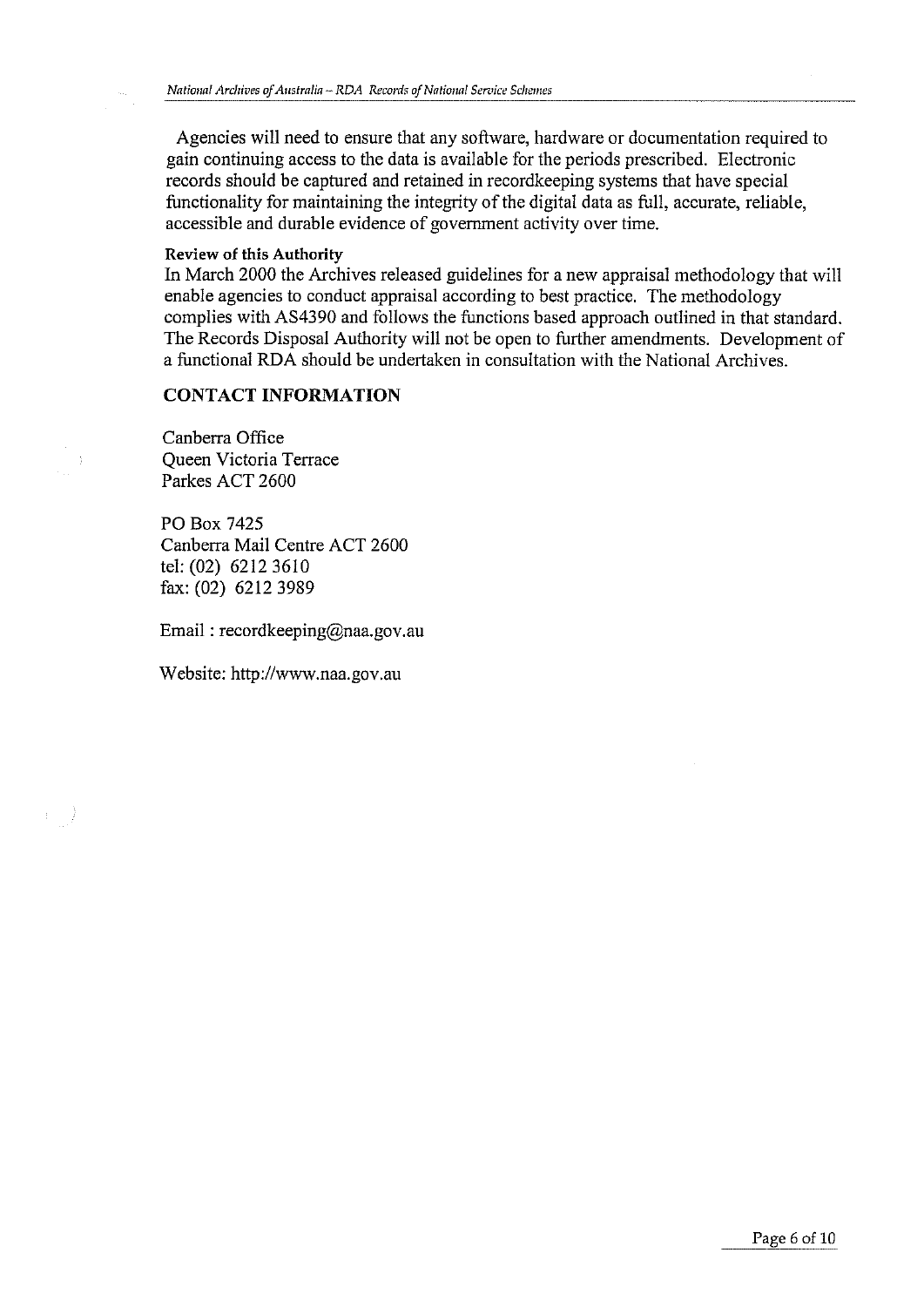Agencies will need to ensure that any software, hardware or documentation required to gain continuing access to the data is available for the periods prescribed. Electronic records should be captured and retained in recordkeeping systems that have special functionality for maintaining the integrity of the digital data as full, accurate, reliable, accessible and durable evidence of government activity over time.

**Review of this Authority**

In March 2000 the Archives released guidelines for a new appraisal methodology that will enable agencies to conduct appraisal according to best practice. The methodology complies with AS4390 and follows the functions based approach outlined in that standard. The Records Disposal Authority will not be open to further amendments. Development of a functional RDA should be undertaken in consultation with the National Archives.

## CONTACT INFORMATION

Canberra Office
Queen Victoria Terrace
Parkes ACT 2600

PO Box 7425
Canberra Mail Centre ACT 2600
tel: (02) 6212 3610
fax: (02) 6212 3989

Email : recordkeeping@naa.gov.au

Website: http://www.naa.gov.au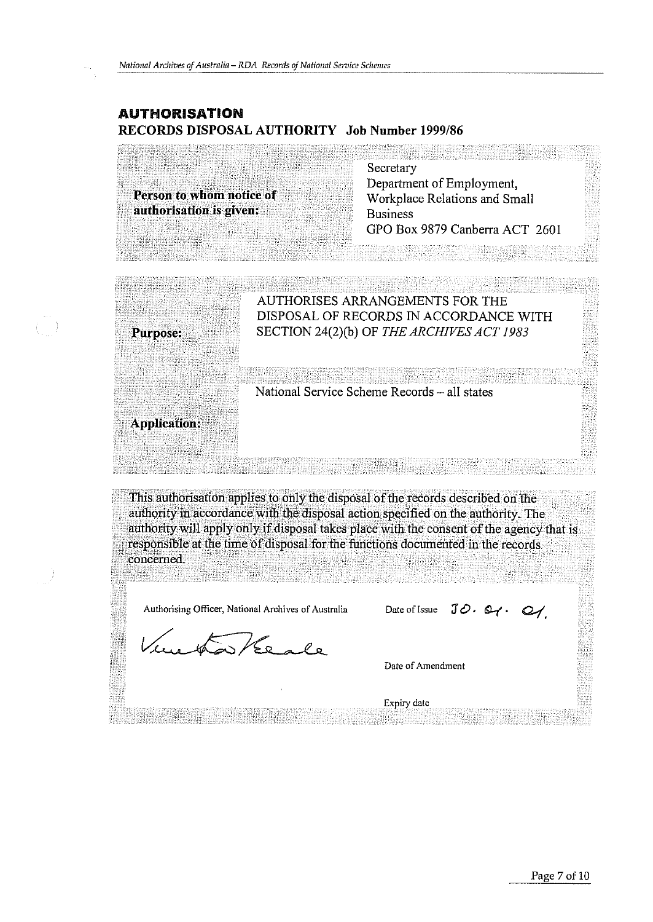## AUTHORISATION

### RECORDS DISPOSAL AUTHORITY Job Number 1999/86

| | |
|---|---|
| **Person to whom notice of authorisation is given:** | Secretary<br>Department of Employment, Workplace Relations and Small Business<br>GPO Box 9879 Canberra ACT 2601 |

| | |
|---|---|
| **Purpose:** | AUTHORISES ARRANGEMENTS FOR THE DISPOSAL OF RECORDS IN ACCORDANCE WITH SECTION 24(2)(b) OF *THE ARCHIVES ACT 1983* |
| **Application:** | National Service Scheme Records – all states |

This authorisation applies to only the disposal of the records described on the authority in accordance with the disposal action specified on the authority. The authority will apply only if disposal takes place with the consent of the agency that is responsible at the time of disposal for the functions documented in the records concerned.

| | |
|---|---|
| Authorising Officer, National Archives of Australia | Date of Issue 30. 01. 01. |
| Venetia Beale | Date of Amendment |
| | Expiry date |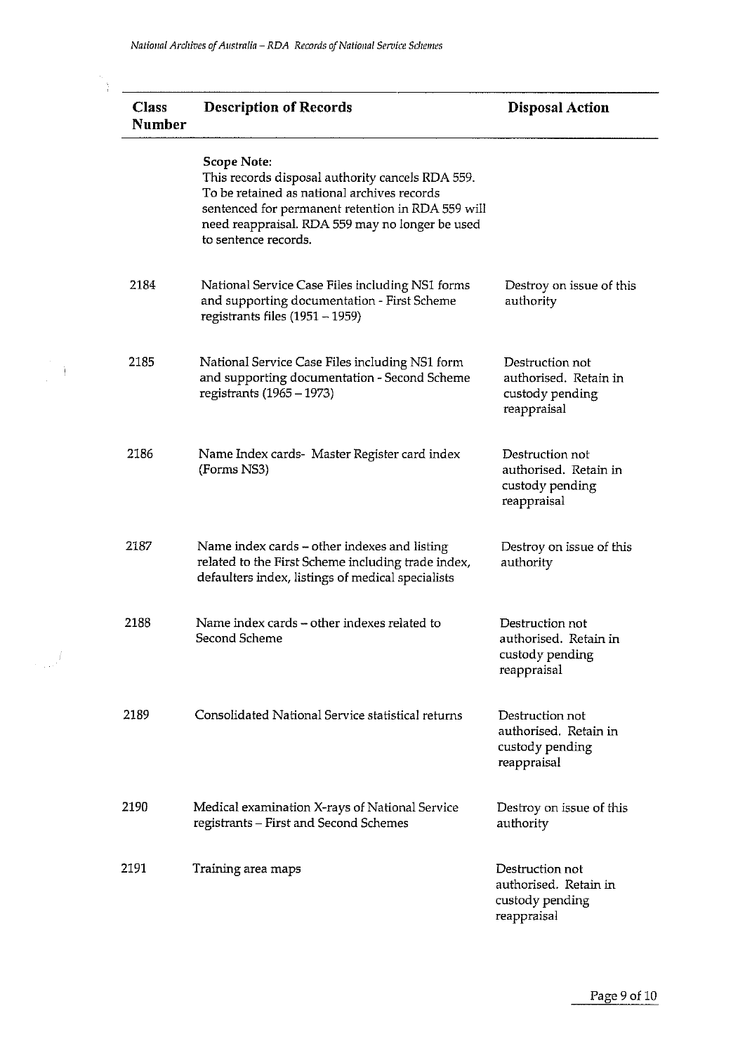| Class Number | Description of Records | Disposal Action |
|---|---|---|
| | **Scope Note:** This records disposal authority cancels RDA 559. To be retained as national archives records sentenced for permanent retention in RDA 559 will need reappraisal. RDA 559 may no longer be used to sentence records. | |
| 2184 | National Service Case Files including NS1 forms and supporting documentation - First Scheme registrants files (1951 – 1959) | Destroy on issue of this authority |
| 2185 | National Service Case Files including NS1 form and supporting documentation - Second Scheme registrants (1965 – 1973) | Destruction not authorised. Retain in custody pending reappraisal |
| 2186 | Name Index cards- Master Register card index (Forms NS3) | Destruction not authorised. Retain in custody pending reappraisal |
| 2187 | Name index cards – other indexes and listing related to the First Scheme including trade index, defaulters index, listings of medical specialists | Destroy on issue of this authority |
| 2188 | Name index cards – other indexes related to Second Scheme | Destruction not authorised. Retain in custody pending reappraisal |
| 2189 | Consolidated National Service statistical returns | Destruction not authorised. Retain in custody pending reappraisal |
| 2190 | Medical examination X-rays of National Service registrants – First and Second Schemes | Destroy on issue of this authority |
| 2191 | Training area maps | Destruction not authorised. Retain in custody pending reappraisal |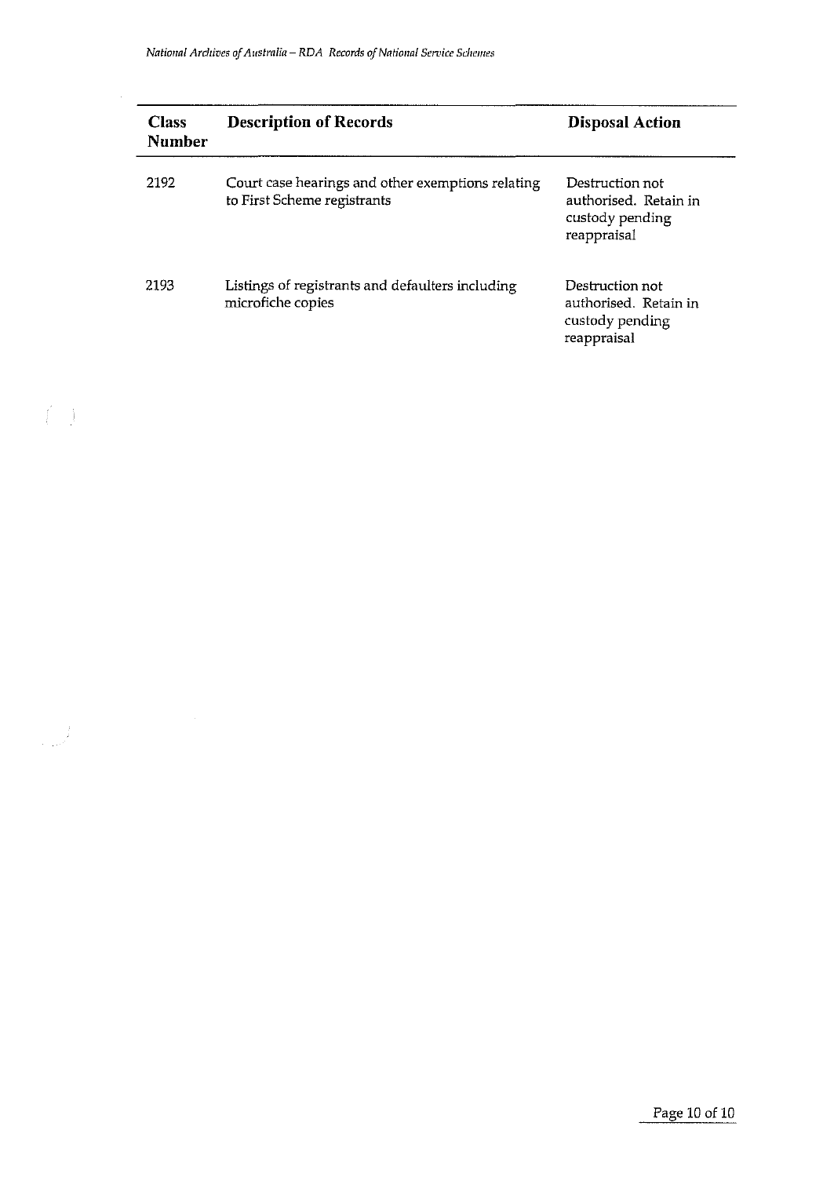| Class Number | Description of Records | Disposal Action |
|---|---|---|
| 2192 | Court case hearings and other exemptions relating to First Scheme registrants | Destruction not authorised. Retain in custody pending reappraisal |
| 2193 | Listings of registrants and defaulters including microfiche copies | Destruction not authorised. Retain in custody pending reappraisal |